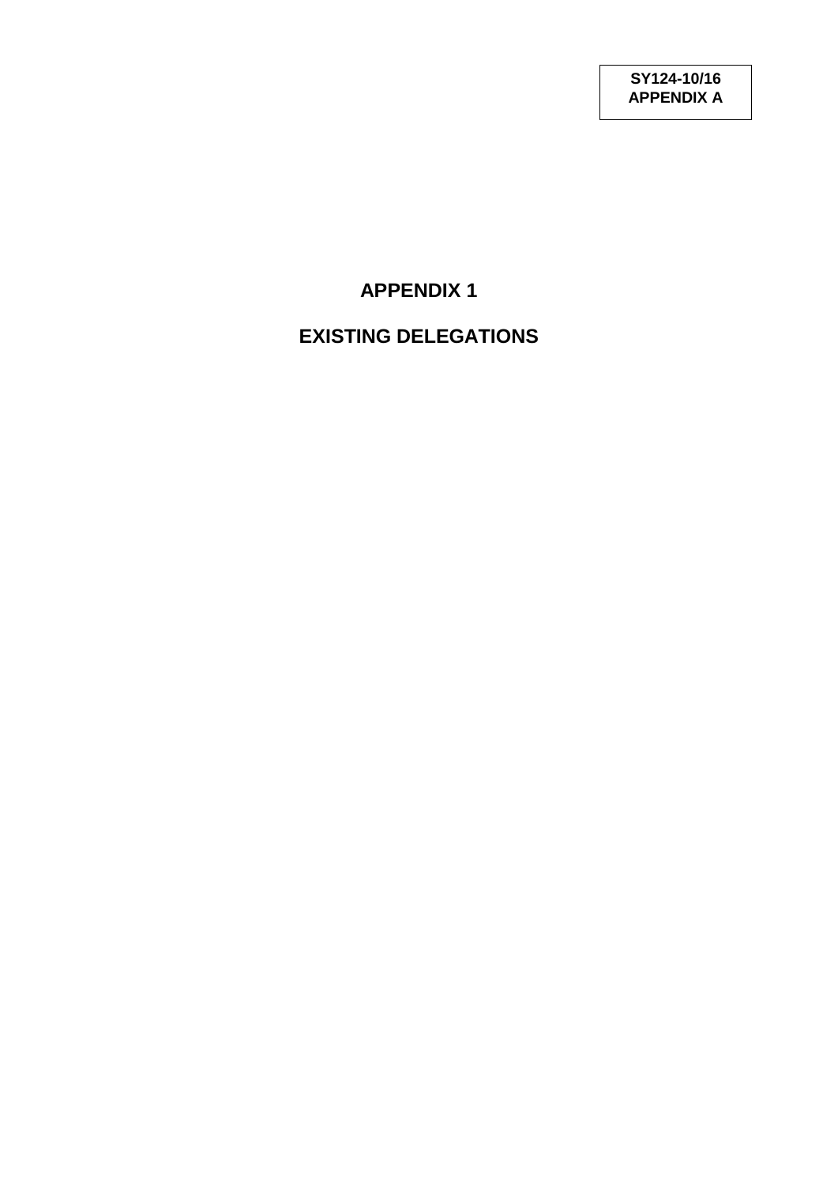**SY124-10/16**
**APPENDIX A**

# APPENDIX 1

# EXISTING DELEGATIONS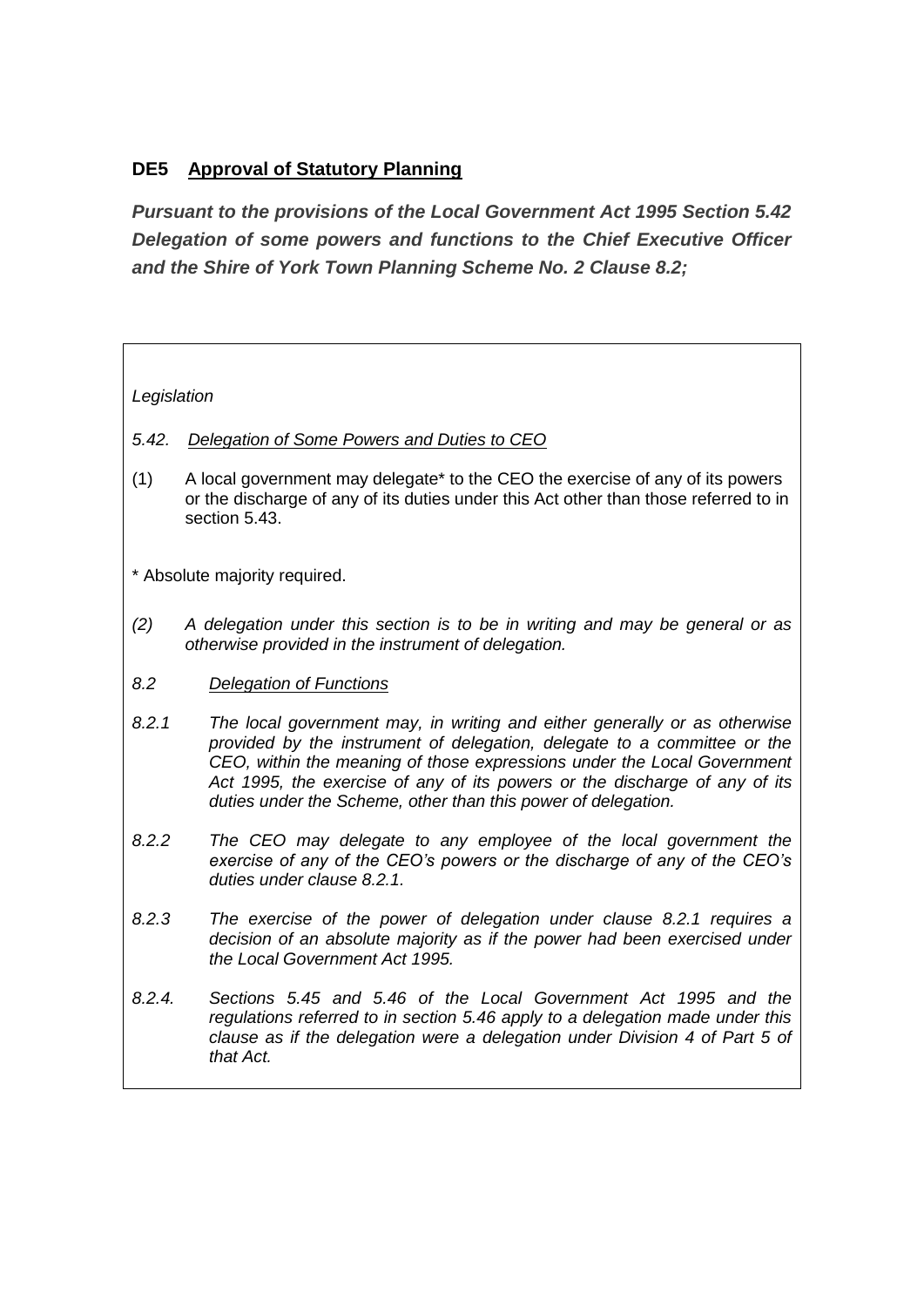## DE5 Approval of Statutory Planning

***Pursuant to the provisions of the Local Government Act 1995 Section 5.42 Delegation of some powers and functions to the Chief Executive Officer and the Shire of York Town Planning Scheme No. 2 Clause 8.2;***

*Legislation*

5.42. *Delegation of Some Powers and Duties to CEO*

(1) A local government may delegate* to the CEO the exercise of any of its powers or the discharge of any of its duties under this Act other than those referred to in section 5.43.

* Absolute majority required.

*(2) A delegation under this section is to be in writing and may be general or as otherwise provided in the instrument of delegation.*

*8.2 Delegation of Functions*

*8.2.1 The local government may, in writing and either generally or as otherwise provided by the instrument of delegation, delegate to a committee or the CEO, within the meaning of those expressions under the Local Government Act 1995, the exercise of any of its powers or the discharge of any of its duties under the Scheme, other than this power of delegation.*

*8.2.2 The CEO may delegate to any employee of the local government the exercise of any of the CEO's powers or the discharge of any of the CEO's duties under clause 8.2.1.*

*8.2.3 The exercise of the power of delegation under clause 8.2.1 requires a decision of an absolute majority as if the power had been exercised under the Local Government Act 1995.*

*8.2.4. Sections 5.45 and 5.46 of the Local Government Act 1995 and the regulations referred to in section 5.46 apply to a delegation made under this clause as if the delegation were a delegation under Division 4 of Part 5 of that Act.*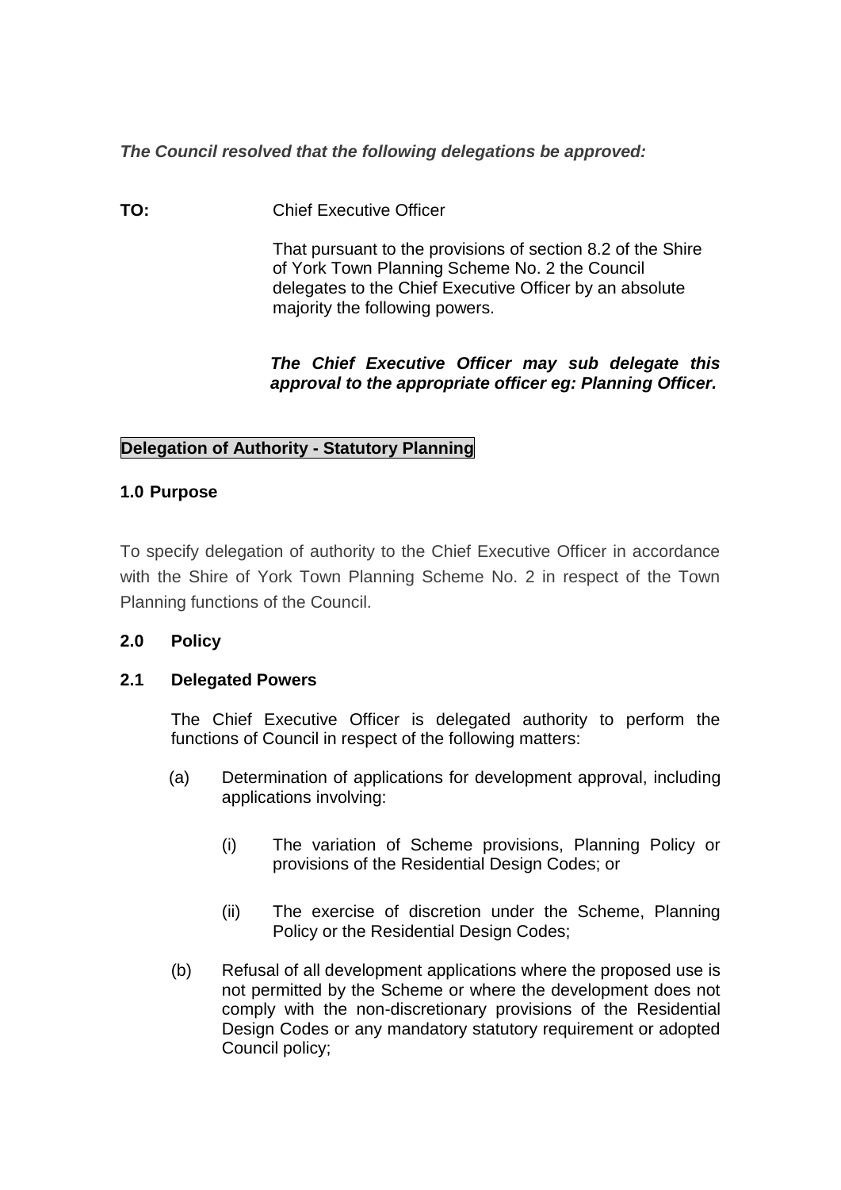***The Council resolved that the following delegations be approved:***

**TO:** Chief Executive Officer

That pursuant to the provisions of section 8.2 of the Shire of York Town Planning Scheme No. 2 the Council delegates to the Chief Executive Officer by an absolute majority the following powers.

***The Chief Executive Officer may sub delegate this approval to the appropriate officer eg: Planning Officer.***

**Delegation of Authority - Statutory Planning**

**1.0 Purpose**

To specify delegation of authority to the Chief Executive Officer in accordance with the Shire of York Town Planning Scheme No. 2 in respect of the Town Planning functions of the Council.

**2.0 Policy**

**2.1 Delegated Powers**

The Chief Executive Officer is delegated authority to perform the functions of Council in respect of the following matters:

(a) Determination of applications for development approval, including applications involving:

(i) The variation of Scheme provisions, Planning Policy or provisions of the Residential Design Codes; or

(ii) The exercise of discretion under the Scheme, Planning Policy or the Residential Design Codes;

(b) Refusal of all development applications where the proposed use is not permitted by the Scheme or where the development does not comply with the non-discretionary provisions of the Residential Design Codes or any mandatory statutory requirement or adopted Council policy;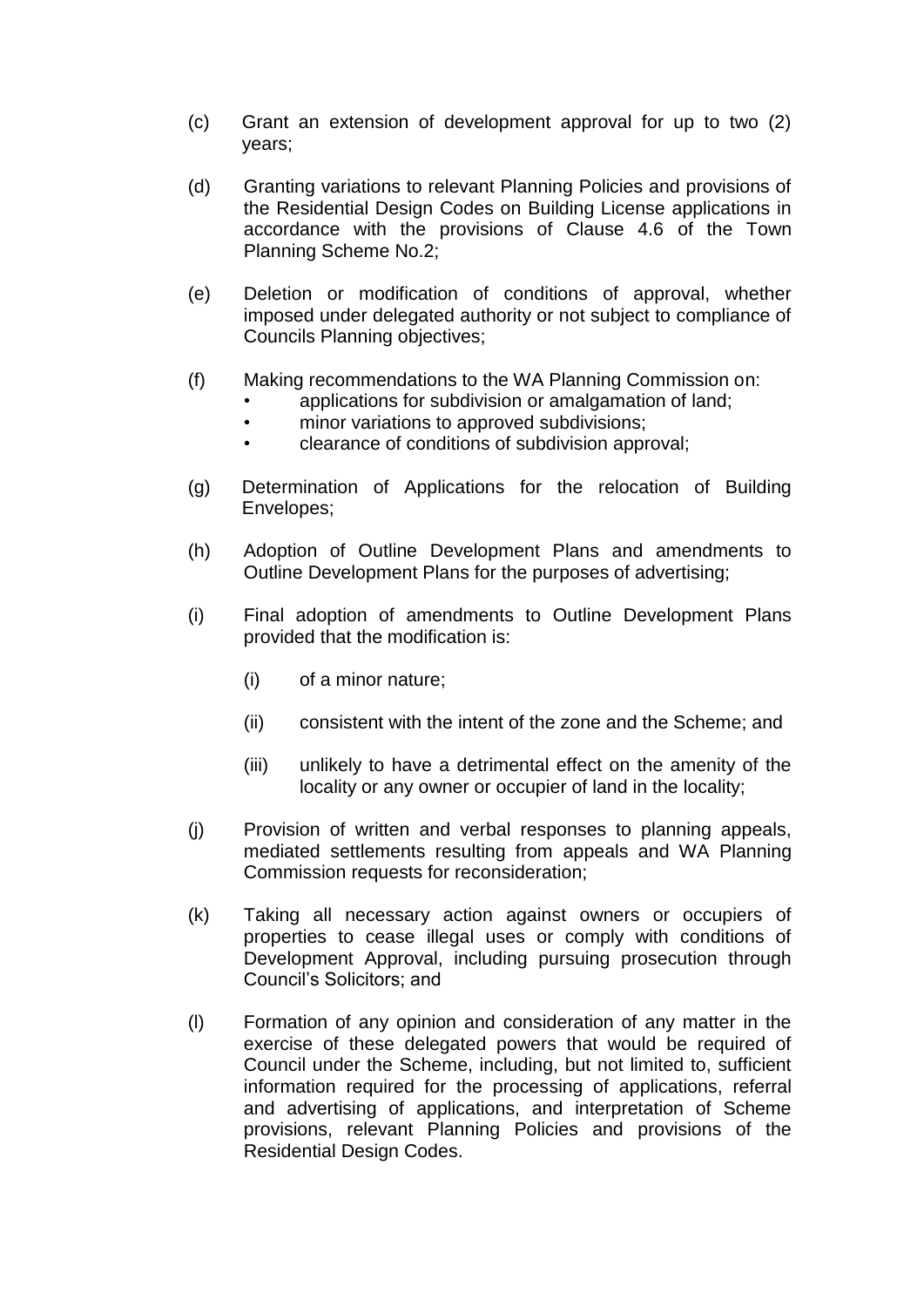(c) Grant an extension of development approval for up to two (2) years;

(d) Granting variations to relevant Planning Policies and provisions of the Residential Design Codes on Building License applications in accordance with the provisions of Clause 4.6 of the Town Planning Scheme No.2;

(e) Deletion or modification of conditions of approval, whether imposed under delegated authority or not subject to compliance of Councils Planning objectives;

(f) Making recommendations to the WA Planning Commission on:
   - applications for subdivision or amalgamation of land;
   - minor variations to approved subdivisions;
   - clearance of conditions of subdivision approval;

(g) Determination of Applications for the relocation of Building Envelopes;

(h) Adoption of Outline Development Plans and amendments to Outline Development Plans for the purposes of advertising;

(i) Final adoption of amendments to Outline Development Plans provided that the modification is:

   (i) of a minor nature;

   (ii) consistent with the intent of the zone and the Scheme; and

   (iii) unlikely to have a detrimental effect on the amenity of the locality or any owner or occupier of land in the locality;

(j) Provision of written and verbal responses to planning appeals, mediated settlements resulting from appeals and WA Planning Commission requests for reconsideration;

(k) Taking all necessary action against owners or occupiers of properties to cease illegal uses or comply with conditions of Development Approval, including pursuing prosecution through Council's Solicitors; and

(l) Formation of any opinion and consideration of any matter in the exercise of these delegated powers that would be required of Council under the Scheme, including, but not limited to, sufficient information required for the processing of applications, referral and advertising of applications, and interpretation of Scheme provisions, relevant Planning Policies and provisions of the Residential Design Codes.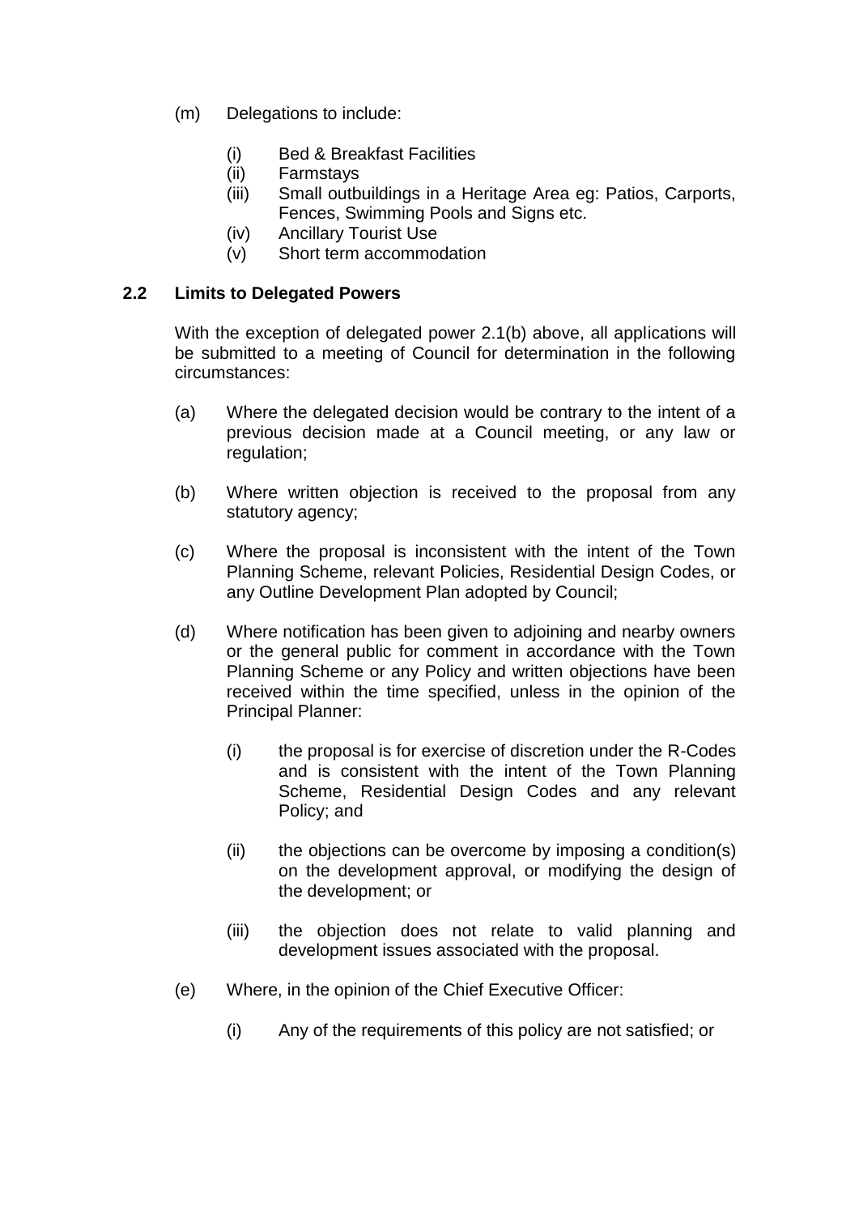(m) Delegations to include:

   (i) Bed & Breakfast Facilities
   (ii) Farmstays
   (iii) Small outbuildings in a Heritage Area eg: Patios, Carports, Fences, Swimming Pools and Signs etc.
   (iv) Ancillary Tourist Use
   (v) Short term accommodation

## 2.2 Limits to Delegated Powers

With the exception of delegated power 2.1(b) above, all applications will be submitted to a meeting of Council for determination in the following circumstances:

(a) Where the delegated decision would be contrary to the intent of a previous decision made at a Council meeting, or any law or regulation;

(b) Where written objection is received to the proposal from any statutory agency;

(c) Where the proposal is inconsistent with the intent of the Town Planning Scheme, relevant Policies, Residential Design Codes, or any Outline Development Plan adopted by Council;

(d) Where notification has been given to adjoining and nearby owners or the general public for comment in accordance with the Town Planning Scheme or any Policy and written objections have been received within the time specified, unless in the opinion of the Principal Planner:

   (i) the proposal is for exercise of discretion under the R-Codes and is consistent with the intent of the Town Planning Scheme, Residential Design Codes and any relevant Policy; and

   (ii) the objections can be overcome by imposing a condition(s) on the development approval, or modifying the design of the development; or

   (iii) the objection does not relate to valid planning and development issues associated with the proposal.

(e) Where, in the opinion of the Chief Executive Officer:

   (i) Any of the requirements of this policy are not satisfied; or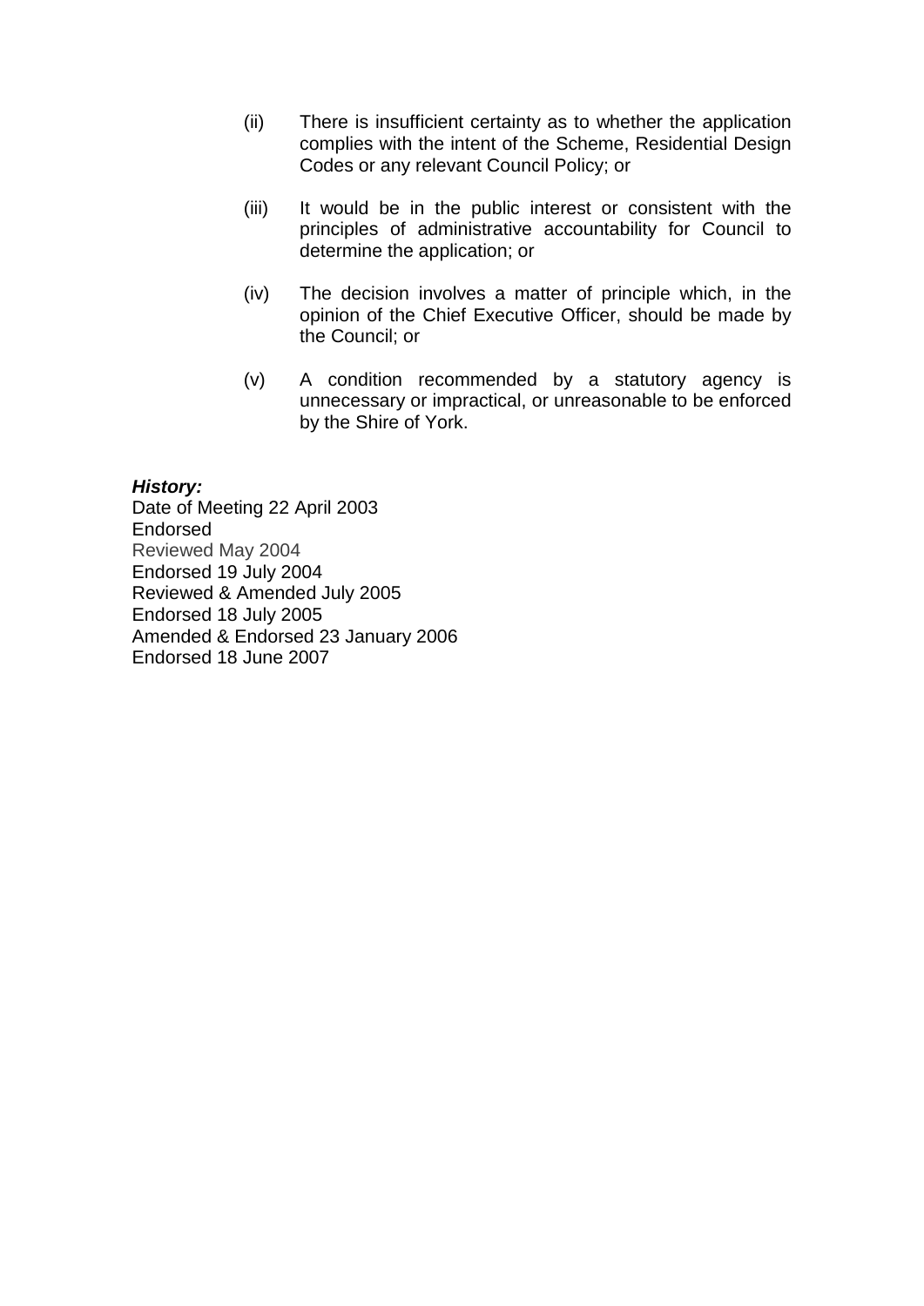(ii) There is insufficient certainty as to whether the application complies with the intent of the Scheme, Residential Design Codes or any relevant Council Policy; or

(iii) It would be in the public interest or consistent with the principles of administrative accountability for Council to determine the application; or

(iv) The decision involves a matter of principle which, in the opinion of the Chief Executive Officer, should be made by the Council; or

(v) A condition recommended by a statutory agency is unnecessary or impractical, or unreasonable to be enforced by the Shire of York.

***History:***
Date of Meeting 22 April 2003
Endorsed
Reviewed May 2004
Endorsed 19 July 2004
Reviewed & Amended July 2005
Endorsed 18 July 2005
Amended & Endorsed 23 January 2006
Endorsed 18 June 2007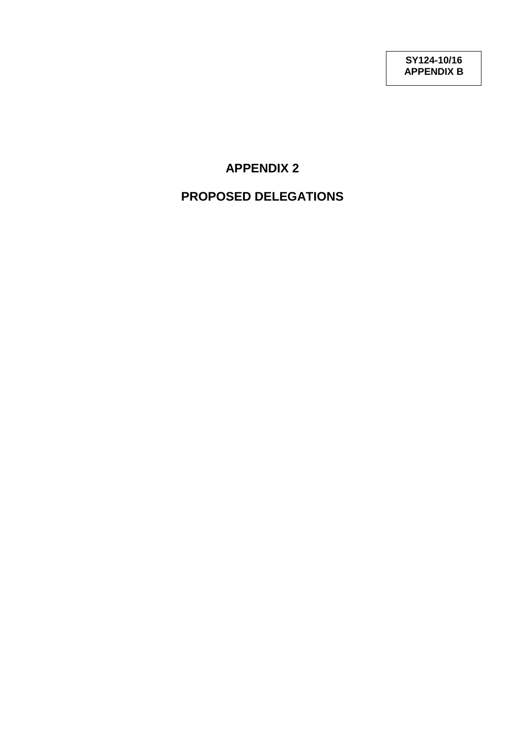SY124-10/16
APPENDIX B

# APPENDIX 2

# PROPOSED DELEGATIONS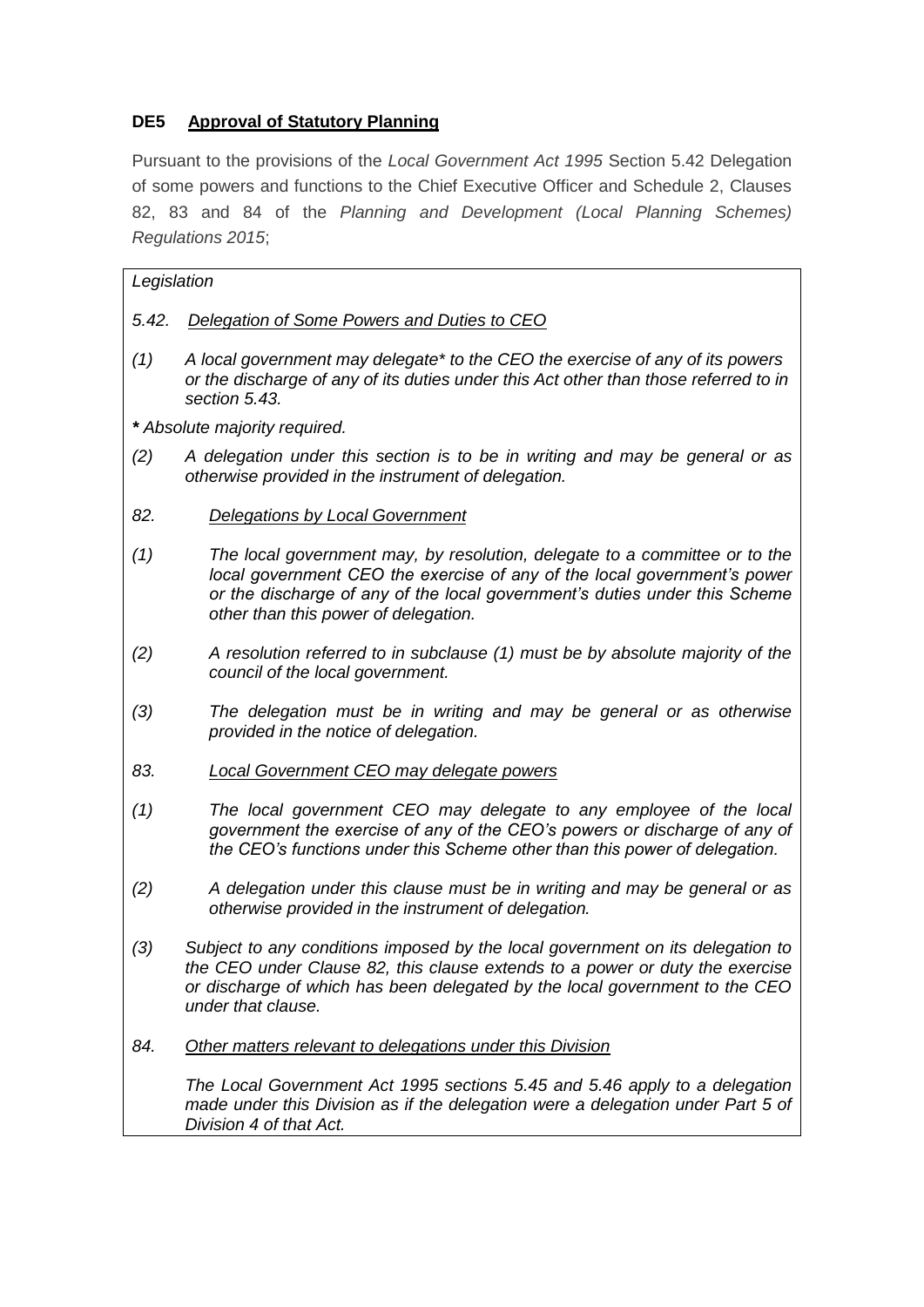### DE5 Approval of Statutory Planning

Pursuant to the provisions of the *Local Government Act 1995* Section 5.42 Delegation of some powers and functions to the Chief Executive Officer and Schedule 2, Clauses 82, 83 and 84 of the *Planning and Development (Local Planning Schemes) Regulations 2015*;

*Legislation*

*5.42. Delegation of Some Powers and Duties to CEO*

*(1) A local government may delegate* to the CEO the exercise of any of its powers or the discharge of any of its duties under this Act other than those referred to in section 5.43.*

*** Absolute majority required.*

*(2) A delegation under this section is to be in writing and may be general or as otherwise provided in the instrument of delegation.*

*82. Delegations by Local Government*

*(1) The local government may, by resolution, delegate to a committee or to the local government CEO the exercise of any of the local government's power or the discharge of any of the local government's duties under this Scheme other than this power of delegation.*

*(2) A resolution referred to in subclause (1) must be by absolute majority of the council of the local government.*

*(3) The delegation must be in writing and may be general or as otherwise provided in the notice of delegation.*

*83. Local Government CEO may delegate powers*

*(1) The local government CEO may delegate to any employee of the local government the exercise of any of the CEO's powers or discharge of any of the CEO's functions under this Scheme other than this power of delegation.*

*(2) A delegation under this clause must be in writing and may be general or as otherwise provided in the instrument of delegation.*

*(3) Subject to any conditions imposed by the local government on its delegation to the CEO under Clause 82, this clause extends to a power or duty the exercise or discharge of which has been delegated by the local government to the CEO under that clause.*

*84. Other matters relevant to delegations under this Division*

*The Local Government Act 1995 sections 5.45 and 5.46 apply to a delegation made under this Division as if the delegation were a delegation under Part 5 of Division 4 of that Act.*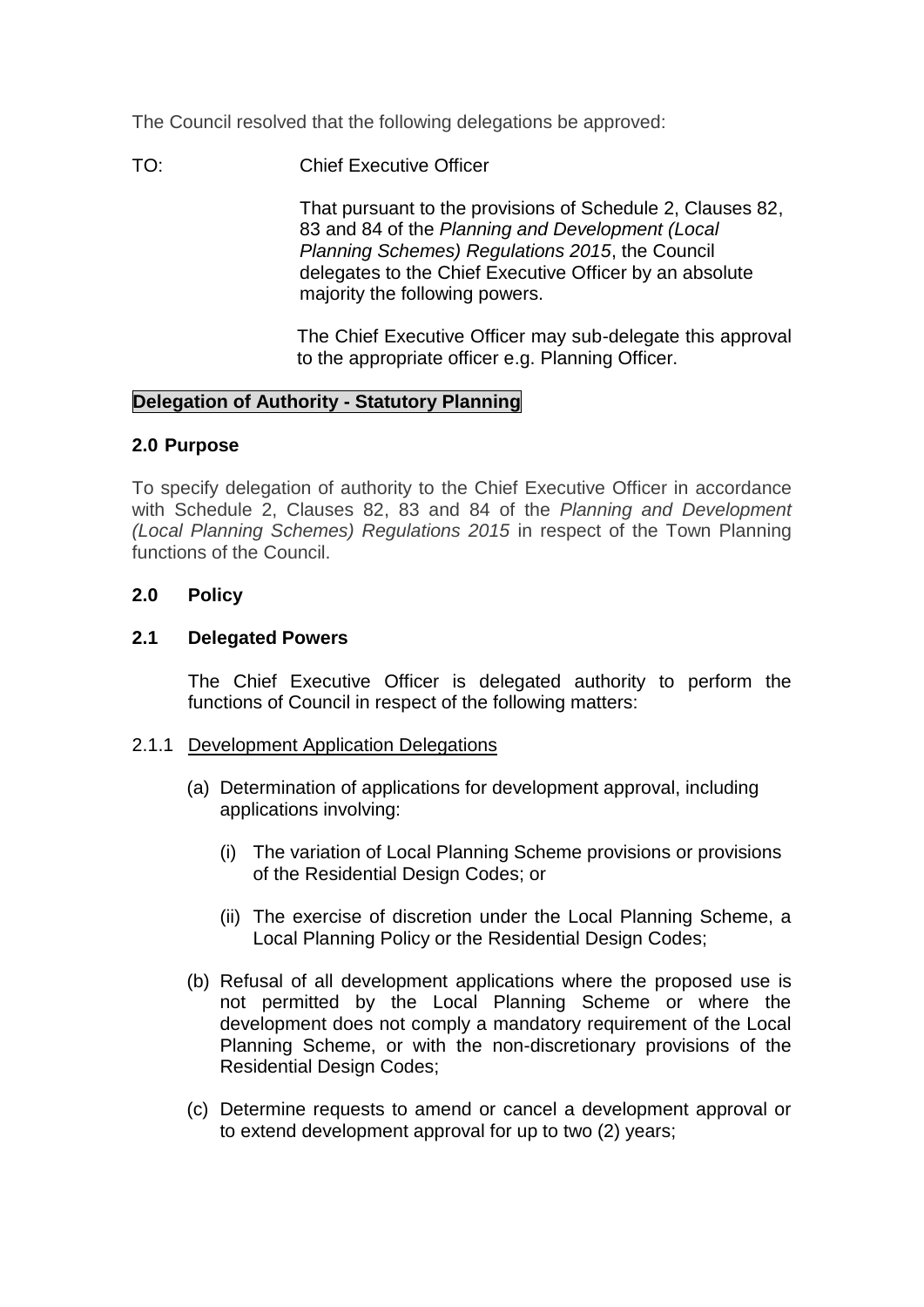The Council resolved that the following delegations be approved:

TO: Chief Executive Officer

That pursuant to the provisions of Schedule 2, Clauses 82, 83 and 84 of the *Planning and Development (Local Planning Schemes) Regulations 2015*, the Council delegates to the Chief Executive Officer by an absolute majority the following powers.

The Chief Executive Officer may sub-delegate this approval to the appropriate officer e.g. Planning Officer.

**Delegation of Authority - Statutory Planning**

## 2.0 Purpose

To specify delegation of authority to the Chief Executive Officer in accordance with Schedule 2, Clauses 82, 83 and 84 of the *Planning and Development (Local Planning Schemes) Regulations 2015* in respect of the Town Planning functions of the Council.

## 2.0 Policy

### 2.1 Delegated Powers

The Chief Executive Officer is delegated authority to perform the functions of Council in respect of the following matters:

2.1.1 Development Application Delegations

(a) Determination of applications for development approval, including applications involving:

(i) The variation of Local Planning Scheme provisions or provisions of the Residential Design Codes; or

(ii) The exercise of discretion under the Local Planning Scheme, a Local Planning Policy or the Residential Design Codes;

(b) Refusal of all development applications where the proposed use is not permitted by the Local Planning Scheme or where the development does not comply a mandatory requirement of the Local Planning Scheme, or with the non-discretionary provisions of the Residential Design Codes;

(c) Determine requests to amend or cancel a development approval or to extend development approval for up to two (2) years;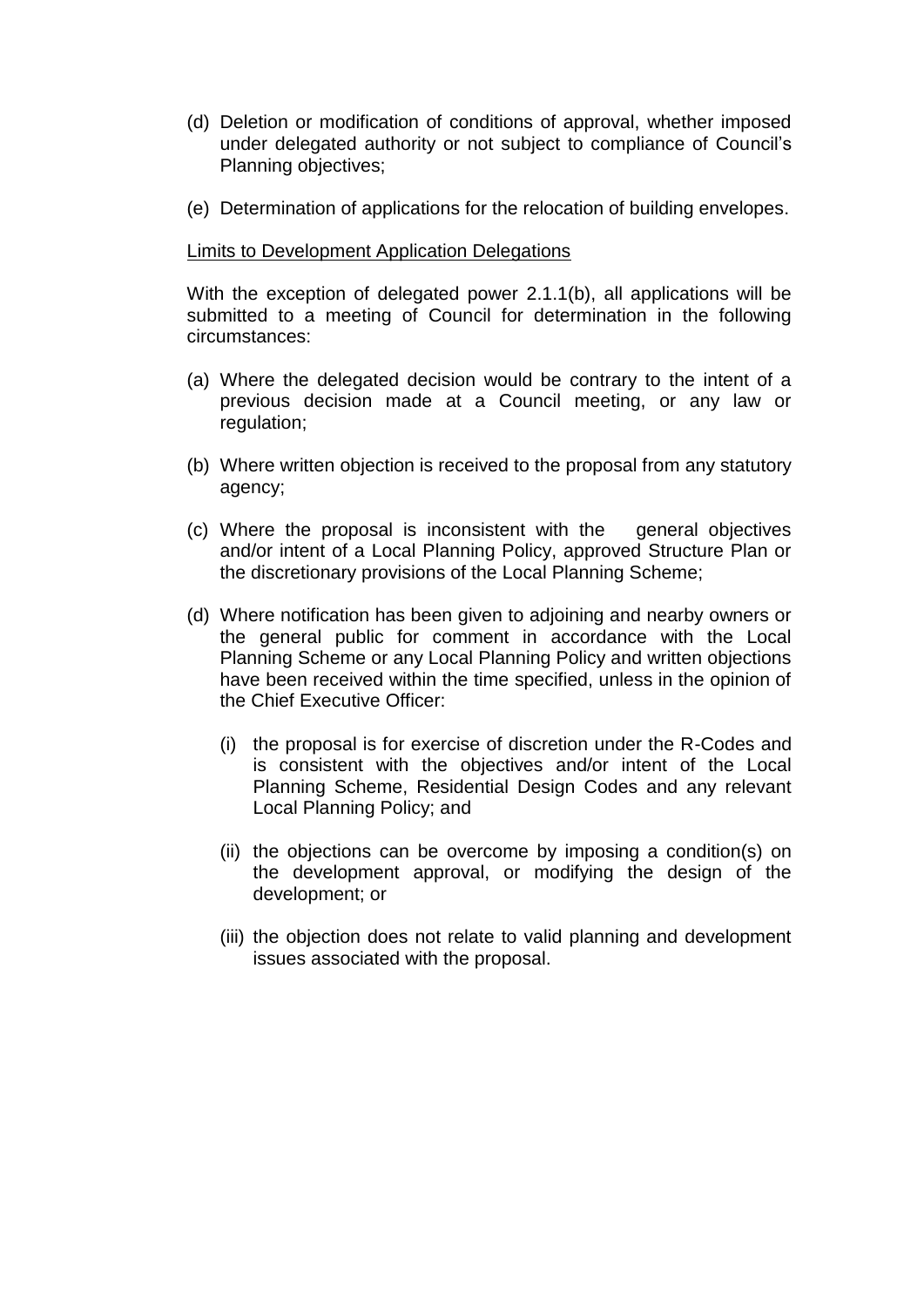(d) Deletion or modification of conditions of approval, whether imposed under delegated authority or not subject to compliance of Council's Planning objectives;

(e) Determination of applications for the relocation of building envelopes.

<u>Limits to Development Application Delegations</u>

With the exception of delegated power 2.1.1(b), all applications will be submitted to a meeting of Council for determination in the following circumstances:

(a) Where the delegated decision would be contrary to the intent of a previous decision made at a Council meeting, or any law or regulation;

(b) Where written objection is received to the proposal from any statutory agency;

(c) Where the proposal is inconsistent with the general objectives and/or intent of a Local Planning Policy, approved Structure Plan or the discretionary provisions of the Local Planning Scheme;

(d) Where notification has been given to adjoining and nearby owners or the general public for comment in accordance with the Local Planning Scheme or any Local Planning Policy and written objections have been received within the time specified, unless in the opinion of the Chief Executive Officer:

   (i) the proposal is for exercise of discretion under the R-Codes and is consistent with the objectives and/or intent of the Local Planning Scheme, Residential Design Codes and any relevant Local Planning Policy; and

   (ii) the objections can be overcome by imposing a condition(s) on the development approval, or modifying the design of the development; or

   (iii) the objection does not relate to valid planning and development issues associated with the proposal.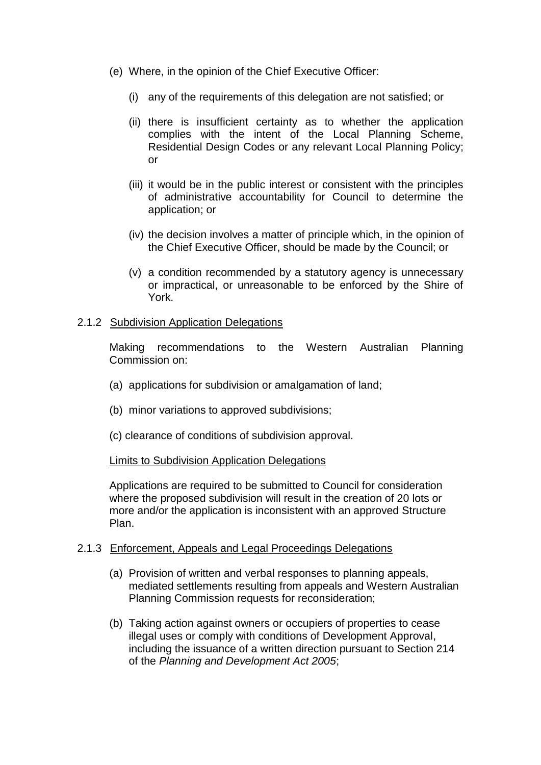(e) Where, in the opinion of the Chief Executive Officer:

  (i) any of the requirements of this delegation are not satisfied; or

  (ii) there is insufficient certainty as to whether the application complies with the intent of the Local Planning Scheme, Residential Design Codes or any relevant Local Planning Policy; or

  (iii) it would be in the public interest or consistent with the principles of administrative accountability for Council to determine the application; or

  (iv) the decision involves a matter of principle which, in the opinion of the Chief Executive Officer, should be made by the Council; or

  (v) a condition recommended by a statutory agency is unnecessary or impractical, or unreasonable to be enforced by the Shire of York.

2.1.2 Subdivision Application Delegations

Making recommendations to the Western Australian Planning Commission on:

(a) applications for subdivision or amalgamation of land;

(b) minor variations to approved subdivisions;

(c) clearance of conditions of subdivision approval.

Limits to Subdivision Application Delegations

Applications are required to be submitted to Council for consideration where the proposed subdivision will result in the creation of 20 lots or more and/or the application is inconsistent with an approved Structure Plan.

2.1.3 Enforcement, Appeals and Legal Proceedings Delegations

(a) Provision of written and verbal responses to planning appeals, mediated settlements resulting from appeals and Western Australian Planning Commission requests for reconsideration;

(b) Taking action against owners or occupiers of properties to cease illegal uses or comply with conditions of Development Approval, including the issuance of a written direction pursuant to Section 214 of the *Planning and Development Act 2005*;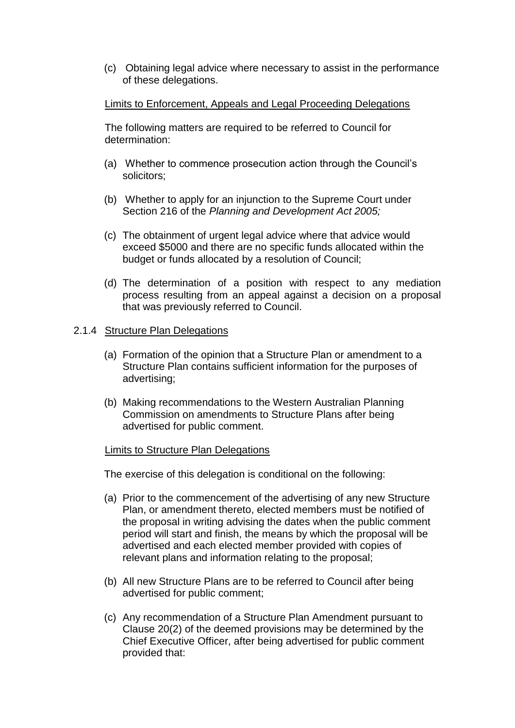(c) Obtaining legal advice where necessary to assist in the performance of these delegations.

<u>Limits to Enforcement, Appeals and Legal Proceeding Delegations</u>

The following matters are required to be referred to Council for determination:

(a) Whether to commence prosecution action through the Council's solicitors;

(b) Whether to apply for an injunction to the Supreme Court under Section 216 of the *Planning and Development Act 2005;*

(c) The obtainment of urgent legal advice where that advice would exceed $5000 and there are no specific funds allocated within the budget or funds allocated by a resolution of Council;

(d) The determination of a position with respect to any mediation process resulting from an appeal against a decision on a proposal that was previously referred to Council.

### 2.1.4 <u>Structure Plan Delegations</u>

(a) Formation of the opinion that a Structure Plan or amendment to a Structure Plan contains sufficient information for the purposes of advertising;

(b) Making recommendations to the Western Australian Planning Commission on amendments to Structure Plans after being advertised for public comment.

<u>Limits to Structure Plan Delegations</u>

The exercise of this delegation is conditional on the following:

(a) Prior to the commencement of the advertising of any new Structure Plan, or amendment thereto, elected members must be notified of the proposal in writing advising the dates when the public comment period will start and finish, the means by which the proposal will be advertised and each elected member provided with copies of relevant plans and information relating to the proposal;

(b) All new Structure Plans are to be referred to Council after being advertised for public comment;

(c) Any recommendation of a Structure Plan Amendment pursuant to Clause 20(2) of the deemed provisions may be determined by the Chief Executive Officer, after being advertised for public comment provided that: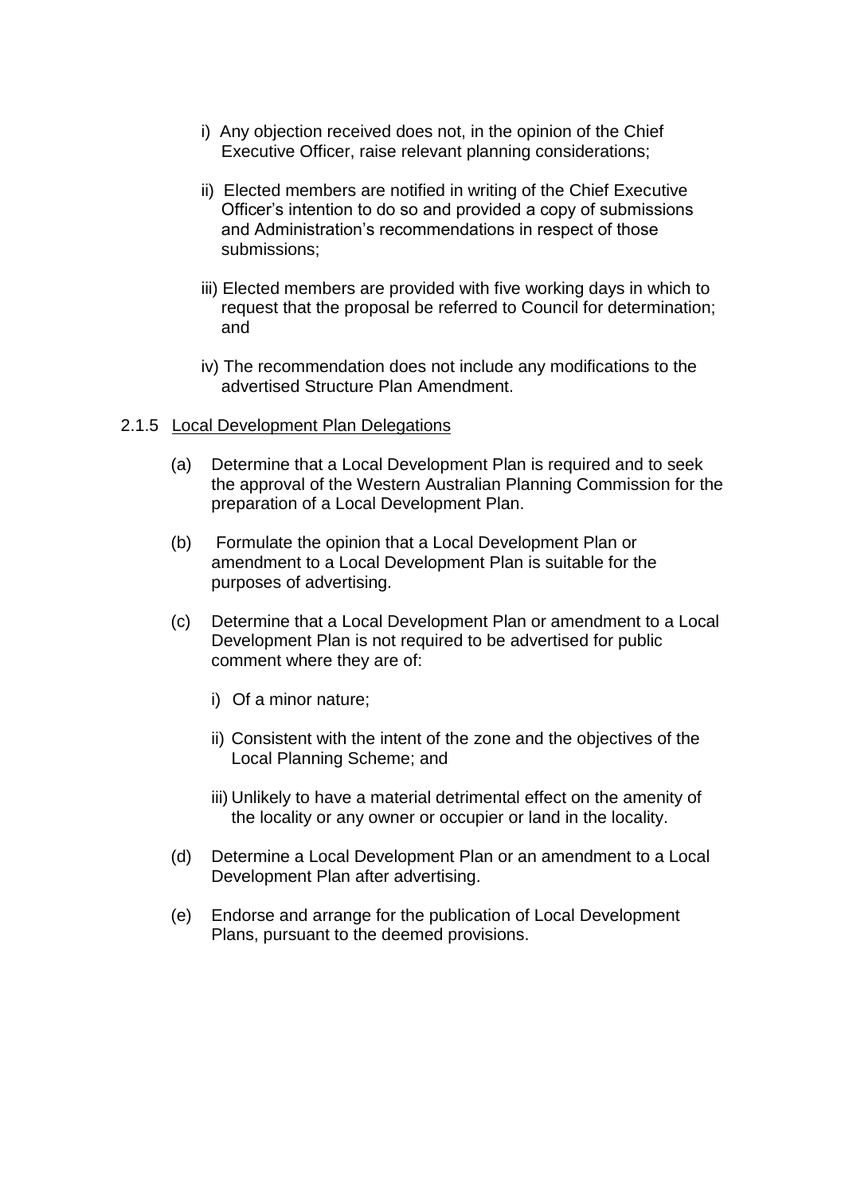i) Any objection received does not, in the opinion of the Chief Executive Officer, raise relevant planning considerations;

ii) Elected members are notified in writing of the Chief Executive Officer's intention to do so and provided a copy of submissions and Administration's recommendations in respect of those submissions;

iii) Elected members are provided with five working days in which to request that the proposal be referred to Council for determination; and

iv) The recommendation does not include any modifications to the advertised Structure Plan Amendment.

2.1.5 Local Development Plan Delegations

(a) Determine that a Local Development Plan is required and to seek the approval of the Western Australian Planning Commission for the preparation of a Local Development Plan.

(b) Formulate the opinion that a Local Development Plan or amendment to a Local Development Plan is suitable for the purposes of advertising.

(c) Determine that a Local Development Plan or amendment to a Local Development Plan is not required to be advertised for public comment where they are of:

i) Of a minor nature;

ii) Consistent with the intent of the zone and the objectives of the Local Planning Scheme; and

iii) Unlikely to have a material detrimental effect on the amenity of the locality or any owner or occupier or land in the locality.

(d) Determine a Local Development Plan or an amendment to a Local Development Plan after advertising.

(e) Endorse and arrange for the publication of Local Development Plans, pursuant to the deemed provisions.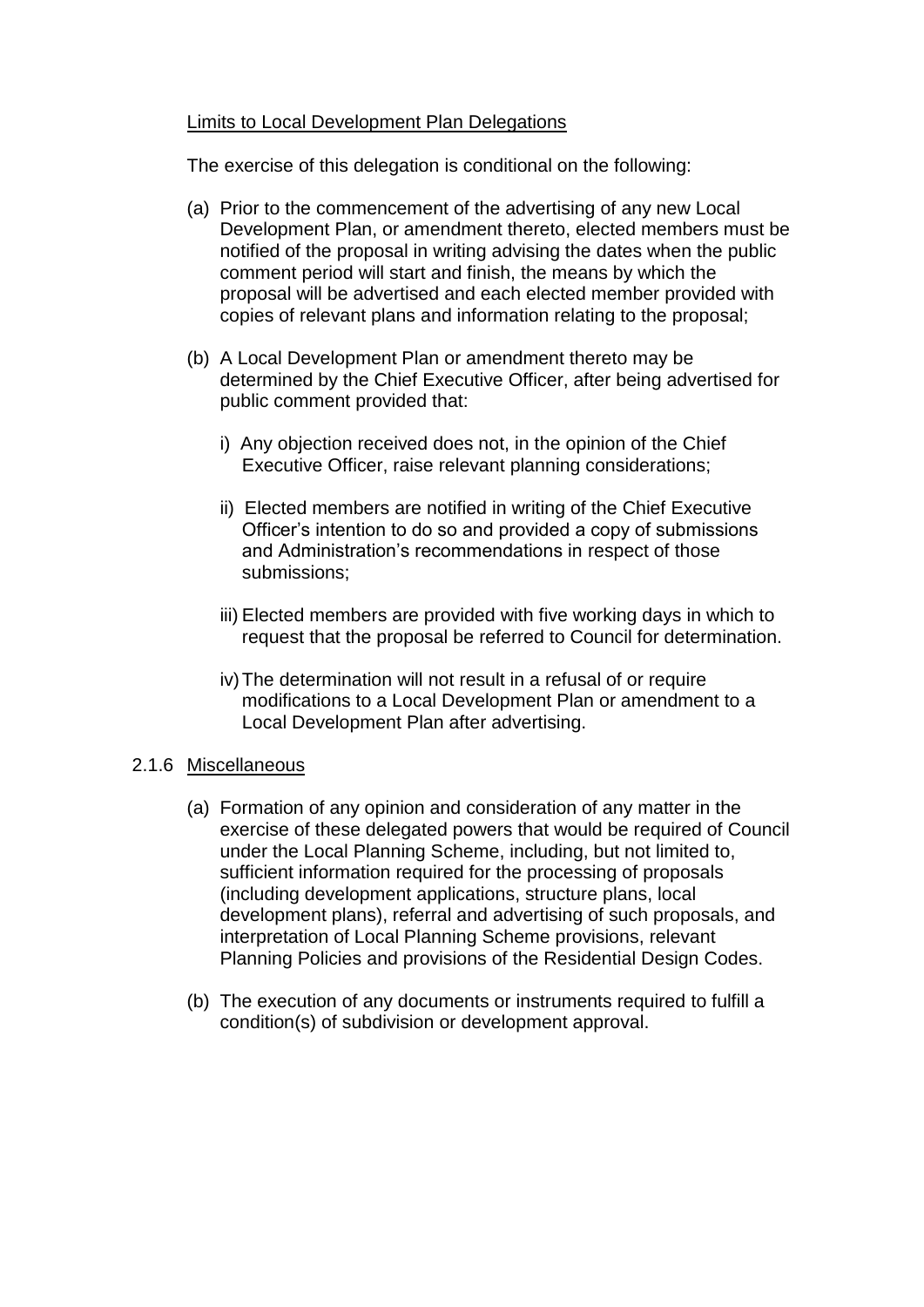<u>Limits to Local Development Plan Delegations</u>

The exercise of this delegation is conditional on the following:

(a) Prior to the commencement of the advertising of any new Local Development Plan, or amendment thereto, elected members must be notified of the proposal in writing advising the dates when the public comment period will start and finish, the means by which the proposal will be advertised and each elected member provided with copies of relevant plans and information relating to the proposal;

(b) A Local Development Plan or amendment thereto may be determined by the Chief Executive Officer, after being advertised for public comment provided that:

   i) Any objection received does not, in the opinion of the Chief Executive Officer, raise relevant planning considerations;

   ii) Elected members are notified in writing of the Chief Executive Officer's intention to do so and provided a copy of submissions and Administration's recommendations in respect of those submissions;

   iii) Elected members are provided with five working days in which to request that the proposal be referred to Council for determination.

   iv) The determination will not result in a refusal of or require modifications to a Local Development Plan or amendment to a Local Development Plan after advertising.

### 2.1.6 <u>Miscellaneous</u>

(a) Formation of any opinion and consideration of any matter in the exercise of these delegated powers that would be required of Council under the Local Planning Scheme, including, but not limited to, sufficient information required for the processing of proposals (including development applications, structure plans, local development plans), referral and advertising of such proposals, and interpretation of Local Planning Scheme provisions, relevant Planning Policies and provisions of the Residential Design Codes.

(b) The execution of any documents or instruments required to fulfill a condition(s) of subdivision or development approval.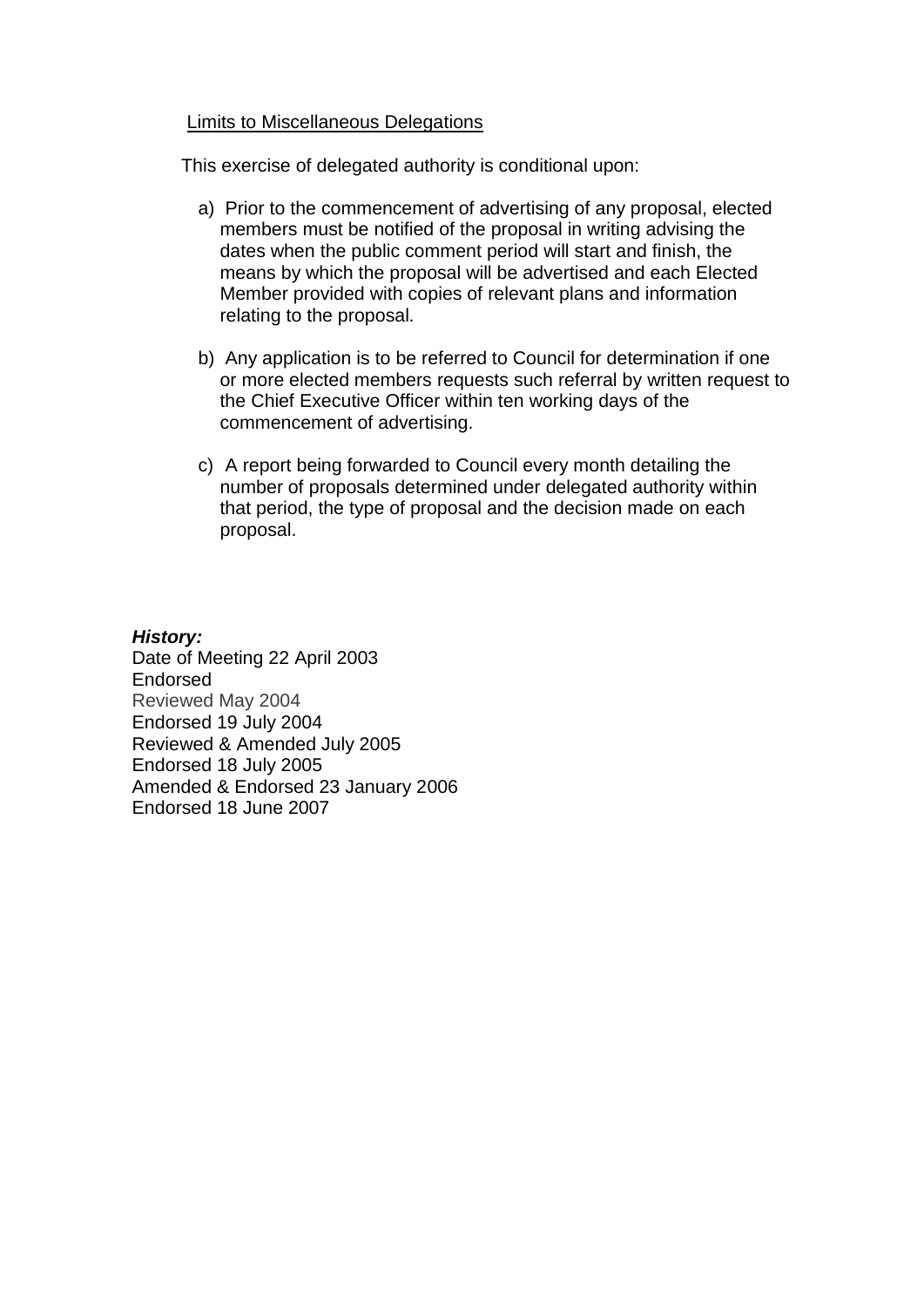Limits to Miscellaneous Delegations

This exercise of delegated authority is conditional upon:

a) Prior to the commencement of advertising of any proposal, elected members must be notified of the proposal in writing advising the dates when the public comment period will start and finish, the means by which the proposal will be advertised and each Elected Member provided with copies of relevant plans and information relating to the proposal.

b) Any application is to be referred to Council for determination if one or more elected members requests such referral by written request to the Chief Executive Officer within ten working days of the commencement of advertising.

c) A report being forwarded to Council every month detailing the number of proposals determined under delegated authority within that period, the type of proposal and the decision made on each proposal.

***History:***
Date of Meeting 22 April 2003
Endorsed
Reviewed May 2004
Endorsed 19 July 2004
Reviewed & Amended July 2005
Endorsed 18 July 2005
Amended & Endorsed 23 January 2006
Endorsed 18 June 2007